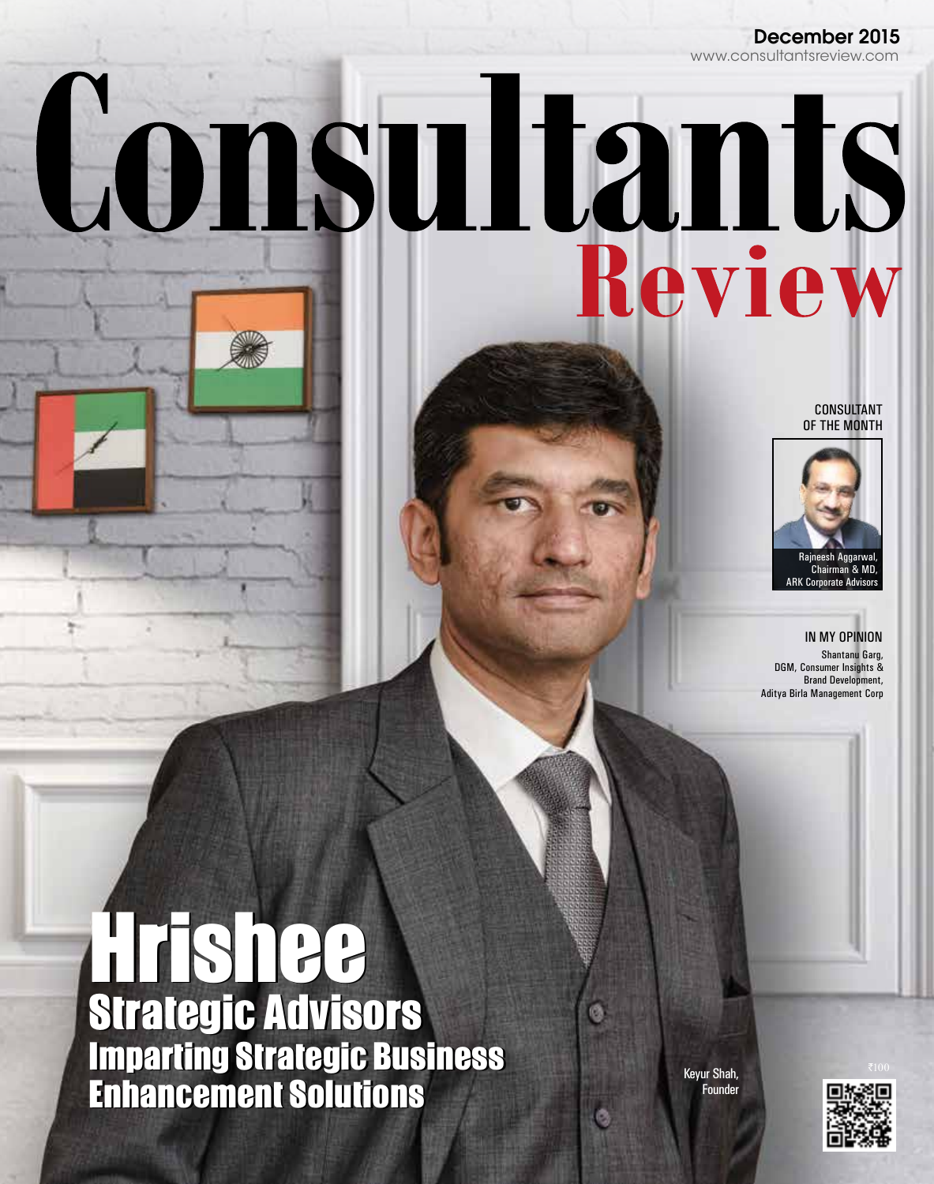December 2015
www.consultantsreview.com

# Consultants Review

CONSULTANT OF THE MONTH

Rajneesh Aggarwal, Chairman & MD, ARK Corporate Advisors

IN MY OPINION

Shantanu Garg, DGM, Consumer Insights & Brand Development, Aditya Birla Management Corp

## Hrishee Strategic Advisors

### Imparting Strategic Business Enhancement Solutions

Keyur Shah, Founder

₹100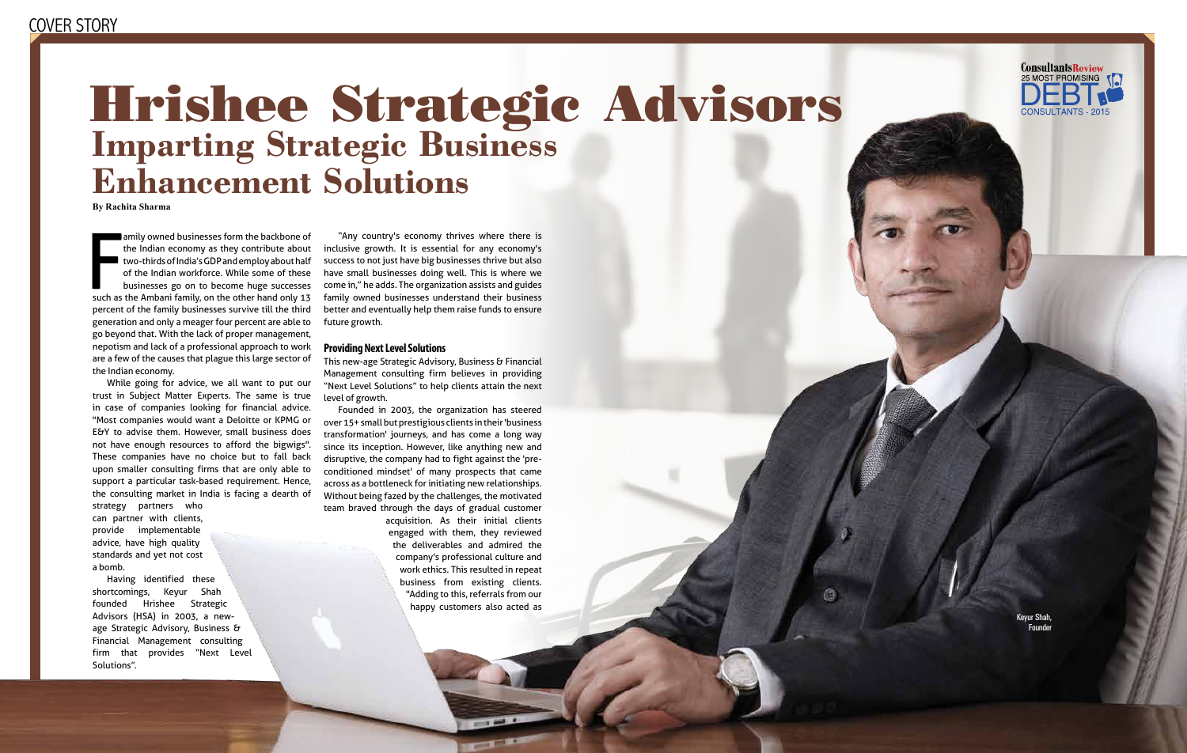# Hrishee Strategic Advisors

## Imparting Strategic Business Enhancement Solutions

**By Rachita Sharma**

Family owned businesses form the backbone of the Indian economy as they contribute about two-thirds of India's GDP and employ about half of the Indian workforce. While some of these businesses go on to become huge successes such as the Ambani family, on the other hand only 13 percent of the family businesses survive till the third generation and only a meager four percent are able to go beyond that. With the lack of proper management, nepotism and lack of a professional approach to work are a few of the causes that plague this large sector of the Indian economy.

While going for advice, we all want to put our trust in Subject Matter Experts. The same is true in case of companies looking for financial advice. "Most companies would want a Deloitte or KPMG or E&Y to advise them. However, small business does not have enough resources to afford the bigwigs". These companies have no choice but to fall back upon smaller consulting firms that are only able to support a particular task-based requirement. Hence, the consulting market in India is facing a dearth of strategy partners who can partner with clients, provide implementable advice, have high quality standards and yet not cost a bomb.

Having identified these shortcomings, Keyur Shah founded Hrishee Strategic Advisors (HSA) in 2003, a new-age Strategic Advisory, Business & Financial Management consulting firm that provides "Next Level Solutions".

"Any country's economy thrives where there is inclusive growth. It is essential for any economy's success to not just have big businesses thrive but also have small businesses doing well. This is where we come in," he adds. The organization assists and guides family owned businesses understand their business better and eventually help them raise funds to ensure future growth.

### Providing Next Level Solutions

This new-age Strategic Advisory, Business & Financial Management consulting firm believes in providing "Next Level Solutions" to help clients attain the next level of growth.

Founded in 2003, the organization has steered over 15+ small but prestigious clients in their 'business transformation' journeys, and has come a long way since its inception. However, like anything new and disruptive, the company had to fight against the 'pre-conditioned mindset' of many prospects that came across as a bottleneck for initiating new relationships. Without being fazed by the challenges, the motivated team braved through the days of gradual customer acquisition. As their initial clients engaged with them, they reviewed the deliverables and admired the company's professional culture and work ethics. This resulted in repeat business from existing clients. "Adding to this, referrals from our happy customers also acted as

ConsultantsReview 25 MOST PROMISING DEBT CONSULTANTS - 2015

Keyur Shah, Founder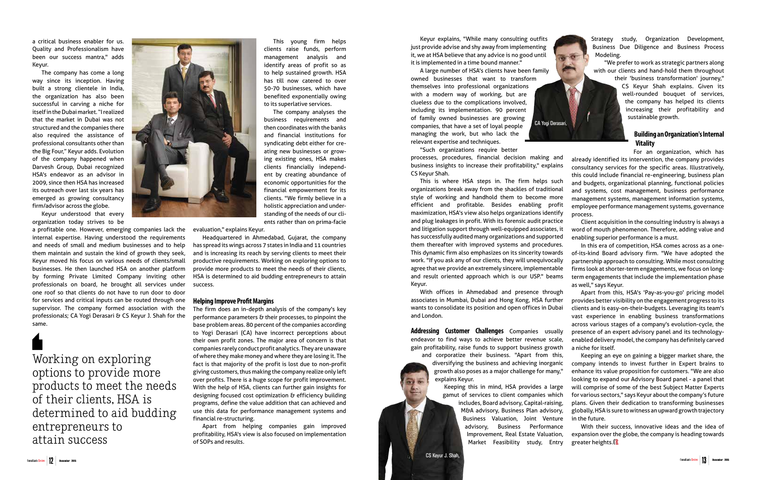a critical business enabler for us. Quality and Professionalism have been our success mantra," adds Keyur.

The company has come a long way since its inception. Having built a strong clientele in India, the organization has also been successful in carving a niche for itself in the Dubai market. "I realized that the market in Dubai was not structured and the companies there also required the assistance of professional consultants other than the Big Four," Keyur adds. Evolution of the company happened when Darvesh Group, Dubai recognized HSA's endeavor as an advisor in 2009, since then HSA has increased its outreach over last six years has emerged as growing consultancy firm/advisor across the globe.

Keyur understood that every organization today strives to be a profitable one. However, emerging companies lack the internal expertise. Having understood the requirements and needs of small and medium businesses and to help them maintain and sustain the kind of growth they seek, Keyur moved his focus on various needs of clients/small businesses. He then launched HSA on another platform by forming Private Limited Company inviting other professionals on board, he brought all services under one roof so that clients do not have to run door to door for services and critical inputs can be routed through one supervisor. The company formed association with the professionals; CA Yogi Derasari & CS Keyur J. Shah for the same.

> Working on exploring options to provide more products to meet the needs of their clients, HSA is determined to aid budding entrepreneurs to attain success

This young firm helps clients raise funds, perform management analysis and identify areas of profit so as to help sustained growth. HSA has till now catered to over 50-70 businesses, which have benefited exponentially owing to its superlative services.

The company analyses the business requirements and then coordinates with the banks and financial institutions for syndicating debt either for creating new businesses or growing existing ones, HSA makes clients financially independent by creating abundance of economic opportunities for the financial empowerment for its clients. "We firmly believe in a holistic appreciation and understanding of the needs of our clients rather than on prima-facie evaluation," explains Keyur.

Headquartered in Ahmedabad, Gujarat, the company has spread its wings across 7 states in India and 11 countries and is increasing its reach by serving clients to meet their productive requirements. Working on exploring options to provide more products to meet the needs of their clients, HSA is determined to aid budding entrepreneurs to attain success.

## Helping Improve Profit Margins

The firm does an in-depth analysis of the company's key performance parameters & their processes, to pinpoint the base problem areas. 80 percent of the companies according to Yogi Derasari (CA) have incorrect perceptions about their own profit zones. The major area of concern is that companies rarely conduct profit analytics. They are unaware of where they make money and where they are losing it. The fact is that majority of the profit is lost due to non-profit giving customers, thus making the company realize only left over profits. There is a huge scope for profit improvement. With the help of HSA, clients can further gain insights for designing focused cost optimization & efficiency building programs, define the value addition that can achieved and use this data for performance management systems and financial re-structuring.

Apart from helping companies gain improved profitability, HSA's view is also focused on implementation of SOPs and results.

Keyur explains, "While many consulting outfits just provide advise and shy away from implementing it, we at HSA believe that any advice is no good until it is implemented in a time bound manner."

A large number of HSA's clients have been family owned businesses that want to transform themselves into professional organizations with a modern way of working, but are clueless due to the complications involved, including its implementation. 90 percent of family owned businesses are growing companies, that have a set of loyal people managing the work, but who lack the relevant expertise and techniques.

"Such organizations require better processes, procedures, financial decision making and business insights to increase their profitability," explains CS Keyur Shah.

This is where HSA steps in. The firm helps such organizations break away from the shackles of traditional style of working and handhold them to become more efficient and profitable. Besides enabling profit maximization, HSA's view also helps organizations identify and plug leakages in profit. With its forensic audit practice and litigation support through well-equipped associates, it has successfully audited many organizations and supported them thereafter with improved systems and procedures. This dynamic firm also emphasizes on its sincerity towards work. "If you ask any of our clients, they will unequivocally agree that we provide an extremely sincere, implementable and result oriented approach which is our USP." beams Keyur.

With offices in Ahmedabad and presence through associates in Mumbai, Dubai and Hong Kong, HSA further wants to consolidate its position and open offices in Dubai and London.

CA Yogi Derasari,

**Addressing Customer Challenges** Companies usually endeavor to find ways to achieve better revenue scale, gain profitability, raise funds to support business growth and corporatize their business. "Apart from this, diversifying the business and achieving inorganic growth also poses as a major challenge for many," explains Keyur.

Keeping this in mind, HSA provides a large gamut of services to client companies which includes, Board advisory, Capital-raising, M&A advisory, Business Plan advisory, Business Valuation, Joint Venture advisory, Business Performance Improvement, Real Estate Valuation, Market Feasibility study, Entry Strategy study, Organization Development, Business Due Diligence and Business Process Modeling.

CS Keyur J. Shah,

"We prefer to work as strategic partners along with our clients and hand-hold them throughout their 'business transformation' journey," CS Keyur Shah explains. Given its well-rounded bouquet of services, the company has helped its clients increasing their profitability and sustainable growth.

## Building an Organization's Internal Vitality

For an organization, which has already identified its intervention, the company provides consultancy services for the specific areas. Illustratively, this could include financial re-engineering, business plan and budgets, organizational planning, functional policies and systems, cost management, business performance management systems, management information systems, employee performance management systems, governance process.

Client acquisition in the consulting industry is always a word of mouth phenomenon. Therefore, adding value and enabling superior performance is a must.

In this era of competition, HSA comes across as a one-of-its-kind Board advisory firm. "We have adopted the partnership approach to consulting. While most consulting firms look at shorter-term engagements, we focus on long-term engagements that include the implementation phase as well," says Keyur.

Apart from this, HSA's 'Pay-as-you-go' pricing model provides better visibility on the engagement progress to its clients and is easy-on-their-budgets. Leveraging its team's vast experience in enabling business transformations across various stages of a company's evolution-cycle, the presence of an expert advisory panel and its technology-enabled delivery model, the company has definitely carved a niche for itself.

Keeping an eye on gaining a bigger market share, the company intends to invest further in Expert brains to enhance its value proposition for customers. "We are also looking to expand our Advisory Board panel - a panel that will comprise of some of the best Subject Matter Experts for various sectors," says Keyur about the company's future plans. Given their dedication to transforming businesses globally, HSA is sure to witness an upward growth trajectory in the future.

With their success, innovative ideas and the idea of expansion over the globe, the company is heading towards greater heights.